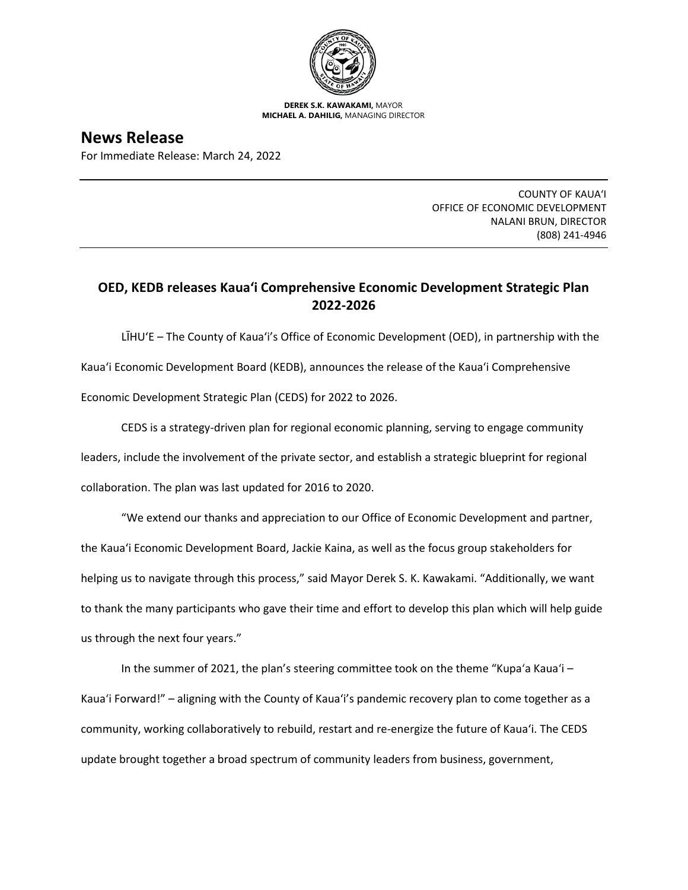**DEREK S.K. KAWAKAMI,** MAYOR
**MICHAEL A. DAHILIG,** MANAGING DIRECTOR

# News Release

For Immediate Release: March 24, 2022

COUNTY OF KAUAʻI
OFFICE OF ECONOMIC DEVELOPMENT
NALANI BRUN, DIRECTOR
(808) 241-4946

## OED, KEDB releases Kauaʻi Comprehensive Economic Development Strategic Plan 2022-2026

LĪHUʻE – The County of Kauaʻi's Office of Economic Development (OED), in partnership with the Kauaʻi Economic Development Board (KEDB), announces the release of the Kauaʻi Comprehensive Economic Development Strategic Plan (CEDS) for 2022 to 2026.

CEDS is a strategy-driven plan for regional economic planning, serving to engage community leaders, include the involvement of the private sector, and establish a strategic blueprint for regional collaboration. The plan was last updated for 2016 to 2020.

"We extend our thanks and appreciation to our Office of Economic Development and partner, the Kauaʻi Economic Development Board, Jackie Kaina, as well as the focus group stakeholders for helping us to navigate through this process," said Mayor Derek S. K. Kawakami. "Additionally, we want to thank the many participants who gave their time and effort to develop this plan which will help guide us through the next four years."

In the summer of 2021, the plan's steering committee took on the theme "Kupaʻa Kauaʻi – Kauaʻi Forward!" – aligning with the County of Kauaʻi's pandemic recovery plan to come together as a community, working collaboratively to rebuild, restart and re-energize the future of Kauaʻi. The CEDS update brought together a broad spectrum of community leaders from business, government,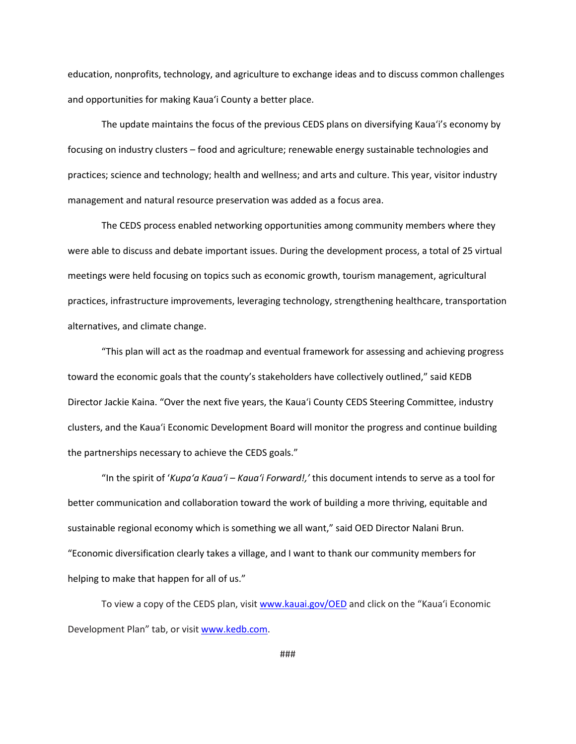education, nonprofits, technology, and agriculture to exchange ideas and to discuss common challenges and opportunities for making Kauaʻi County a better place.

The update maintains the focus of the previous CEDS plans on diversifying Kauaʻi's economy by focusing on industry clusters – food and agriculture; renewable energy sustainable technologies and practices; science and technology; health and wellness; and arts and culture. This year, visitor industry management and natural resource preservation was added as a focus area.

The CEDS process enabled networking opportunities among community members where they were able to discuss and debate important issues. During the development process, a total of 25 virtual meetings were held focusing on topics such as economic growth, tourism management, agricultural practices, infrastructure improvements, leveraging technology, strengthening healthcare, transportation alternatives, and climate change.

"This plan will act as the roadmap and eventual framework for assessing and achieving progress toward the economic goals that the county's stakeholders have collectively outlined," said KEDB Director Jackie Kaina. "Over the next five years, the Kauaʻi County CEDS Steering Committee, industry clusters, and the Kauaʻi Economic Development Board will monitor the progress and continue building the partnerships necessary to achieve the CEDS goals."

"In the spirit of '*Kupaʻa Kauaʻi – Kauaʻi Forward!,'* this document intends to serve as a tool for better communication and collaboration toward the work of building a more thriving, equitable and sustainable regional economy which is something we all want," said OED Director Nalani Brun. "Economic diversification clearly takes a village, and I want to thank our community members for helping to make that happen for all of us."

To view a copy of the CEDS plan, visit [www.kauai.gov/OED](www.kauai.gov/OED) and click on the "Kauaʻi Economic Development Plan" tab, or visit [www.kedb.com](www.kedb.com).

###